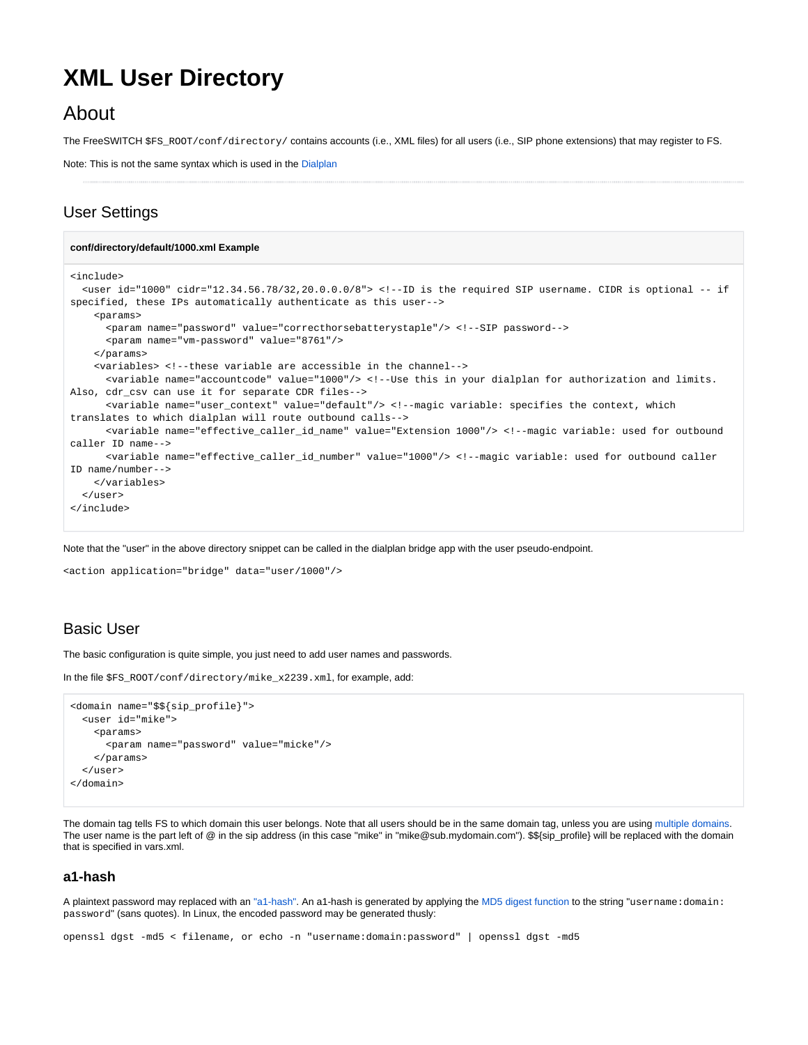# XML User Directory

## About

The FreeSWITCH `$FS_ROOT/conf/directory/` contains accounts (i.e., XML files) for all users (i.e., SIP phone extensions) that may register to FS.

Note: This is not the same syntax which is used in the Dialplan

---

### User Settings

**conf/directory/default/1000.xml Example**

```
<include>
  <user id="1000" cidr="12.34.56.78/32,20.0.0.0/8"> <!--ID is the required SIP username. CIDR is optional -- if
specified, these IPs automatically authenticate as this user-->
    <params>
      <param name="password" value="correcthorsebatterystaple"/> <!--SIP password-->
      <param name="vm-password" value="8761"/>
    </params>
    <variables> <!--these variable are accessible in the channel-->
      <variable name="accountcode" value="1000"/> <!--Use this in your dialplan for authorization and limits.
Also, cdr_csv can use it for separate CDR files-->
      <variable name="user_context" value="default"/> <!--magic variable: specifies the context, which
translates to which dialplan will route outbound calls-->
      <variable name="effective_caller_id_name" value="Extension 1000"/> <!--magic variable: used for outbound
caller ID name-->
      <variable name="effective_caller_id_number" value="1000"/> <!--magic variable: used for outbound caller
ID name/number-->
    </variables>
  </user>
</include>
```

Note that the "user" in the above directory snippet can be called in the dialplan bridge app with the user pseudo-endpoint.

```
<action application="bridge" data="user/1000"/>
```

### Basic User

The basic configuration is quite simple, you just need to add user names and passwords.

In the file `$FS_ROOT/conf/directory/mike_x2239.xml`, for example, add:

```
<domain name="$${sip_profile}">
  <user id="mike">
    <params>
      <param name="password" value="micke"/>
    </params>
  </user>
</domain>
```

The domain tag tells FS to which domain this user belongs. Note that all users should be in the same domain tag, unless you are using multiple domains. The user name is the part left of @ in the sip address (in this case "mike" in "mike@sub.mydomain.com"). $${sip_profile} will be replaced with the domain that is specified in vars.xml.

#### a1-hash

A plaintext password may replaced with an "a1-hash". An a1-hash is generated by applying the MD5 digest function to the string "`username:domain:password`" (sans quotes). In Linux, the encoded password may be generated thusly:

```
openssl dgst -md5 < filename, or echo -n "username:domain:password" | openssl dgst -md5
```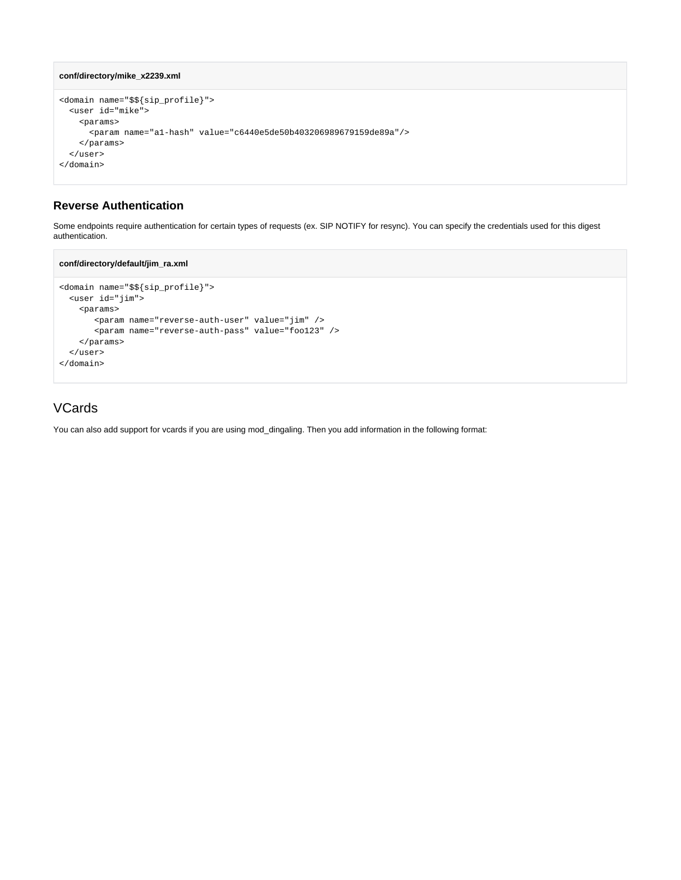**conf/directory/mike_x2239.xml**

```
<domain name="$${sip_profile}">
  <user id="mike">
    <params>
      <param name="a1-hash" value="c6440e5de50b403206989679159de89a"/>
    </params>
  </user>
</domain>
```

### Reverse Authentication

Some endpoints require authentication for certain types of requests (ex. SIP NOTIFY for resync). You can specify the credentials used for this digest authentication.

**conf/directory/default/jim_ra.xml**

```
<domain name="$${sip_profile}">
  <user id="jim">
    <params>
       <param name="reverse-auth-user" value="jim" />
       <param name="reverse-auth-pass" value="foo123" />
    </params>
  </user>
</domain>
```

## VCards

You can also add support for vcards if you are using mod_dingaling. Then you add information in the following format: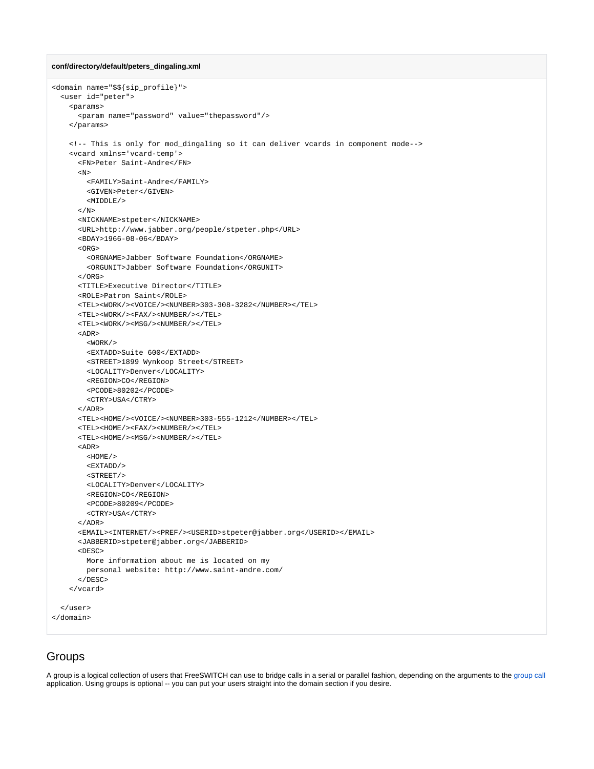**conf/directory/default/peters_dingaling.xml**

```
<domain name="$${sip_profile}">
  <user id="peter">
    <params>
      <param name="password" value="thepassword"/>
    </params>

    <!-- This is only for mod_dingaling so it can deliver vcards in component mode-->
    <vcard xmlns='vcard-temp'>
      <FN>Peter Saint-Andre</FN>
      <N>
        <FAMILY>Saint-Andre</FAMILY>
        <GIVEN>Peter</GIVEN>
        <MIDDLE/>
      </N>
      <NICKNAME>stpeter</NICKNAME>
      <URL>http://www.jabber.org/people/stpeter.php</URL>
      <BDAY>1966-08-06</BDAY>
      <ORG>
        <ORGNAME>Jabber Software Foundation</ORGNAME>
        <ORGUNIT>Jabber Software Foundation</ORGUNIT>
      </ORG>
      <TITLE>Executive Director</TITLE>
      <ROLE>Patron Saint</ROLE>
      <TEL><WORK/><VOICE/><NUMBER>303-308-3282</NUMBER></TEL>
      <TEL><WORK/><FAX/><NUMBER/></TEL>
      <TEL><WORK/><MSG/><NUMBER/></TEL>
      <ADR>
        <WORK/>
        <EXTADD>Suite 600</EXTADD>
        <STREET>1899 Wynkoop Street</STREET>
        <LOCALITY>Denver</LOCALITY>
        <REGION>CO</REGION>
        <PCODE>80202</PCODE>
        <CTRY>USA</CTRY>
      </ADR>
      <TEL><HOME/><VOICE/><NUMBER>303-555-1212</NUMBER></TEL>
      <TEL><HOME/><FAX/><NUMBER/></TEL>
      <TEL><HOME/><MSG/><NUMBER/></TEL>
      <ADR>
        <HOME/>
        <EXTADD/>
        <STREET/>
        <LOCALITY>Denver</LOCALITY>
        <REGION>CO</REGION>
        <PCODE>80209</PCODE>
        <CTRY>USA</CTRY>
      </ADR>
      <EMAIL><INTERNET/><PREF/><USERID>stpeter@jabber.org</USERID></EMAIL>
      <JABBERID>stpeter@jabber.org</JABBERID>
      <DESC>
        More information about me is located on my
        personal website: http://www.saint-andre.com/
      </DESC>
    </vcard>

  </user>
</domain>
```

## Groups

A group is a logical collection of users that FreeSWITCH can use to bridge calls in a serial or parallel fashion, depending on the arguments to the group call application. Using groups is optional -- you can put your users straight into the domain section if you desire.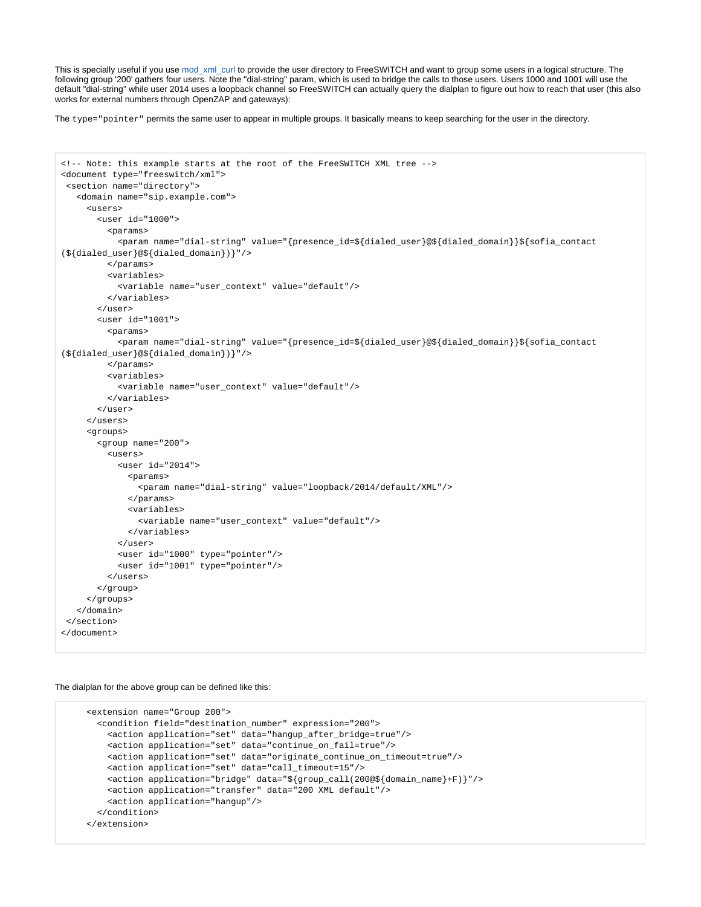This is specially useful if you use [mod_xml_curl](mod_xml_curl) to provide the user directory to FreeSWITCH and want to group some users in a logical structure. The following group '200' gathers four users. Note the "dial-string" param, which is used to bridge the calls to those users. Users 1000 and 1001 will use the default "dial-string" while user 2014 uses a loopback channel so FreeSWITCH can actually query the dialplan to figure out how to reach that user (this also works for external numbers through OpenZAP and gateways):

The `type="pointer"` permits the same user to appear in multiple groups. It basically means to keep searching for the user in the directory.

```
<!-- Note: this example starts at the root of the FreeSWITCH XML tree -->
<document type="freeswitch/xml">
 <section name="directory">
   <domain name="sip.example.com">
     <users>
       <user id="1000">
         <params>
           <param name="dial-string" value="{presence_id=${dialed_user}@${dialed_domain}}${sofia_contact
(${dialed_user}@${dialed_domain})}"/>
         </params>
         <variables>
           <variable name="user_context" value="default"/>
         </variables>
       </user>
       <user id="1001">
         <params>
           <param name="dial-string" value="{presence_id=${dialed_user}@${dialed_domain}}${sofia_contact
(${dialed_user}@${dialed_domain})}"/>
         </params>
         <variables>
           <variable name="user_context" value="default"/>
         </variables>
       </user>
     </users>
     <groups>
       <group name="200">
         <users>
           <user id="2014">
             <params>
               <param name="dial-string" value="loopback/2014/default/XML"/>
             </params>
             <variables>
               <variable name="user_context" value="default"/>
             </variables>
           </user>
           <user id="1000" type="pointer"/>
           <user id="1001" type="pointer"/>
         </users>
       </group>
     </groups>
   </domain>
 </section>
</document>
```

The dialplan for the above group can be defined like this:

```
     <extension name="Group 200">
       <condition field="destination_number" expression="200">
         <action application="set" data="hangup_after_bridge=true"/>
         <action application="set" data="continue_on_fail=true"/>
         <action application="set" data="originate_continue_on_timeout=true"/>
         <action application="set" data="call_timeout=15"/>
         <action application="bridge" data="${group_call(200@${domain_name}+F)}"/>
         <action application="transfer" data="200 XML default"/>
         <action application="hangup"/>
       </condition>
     </extension>
```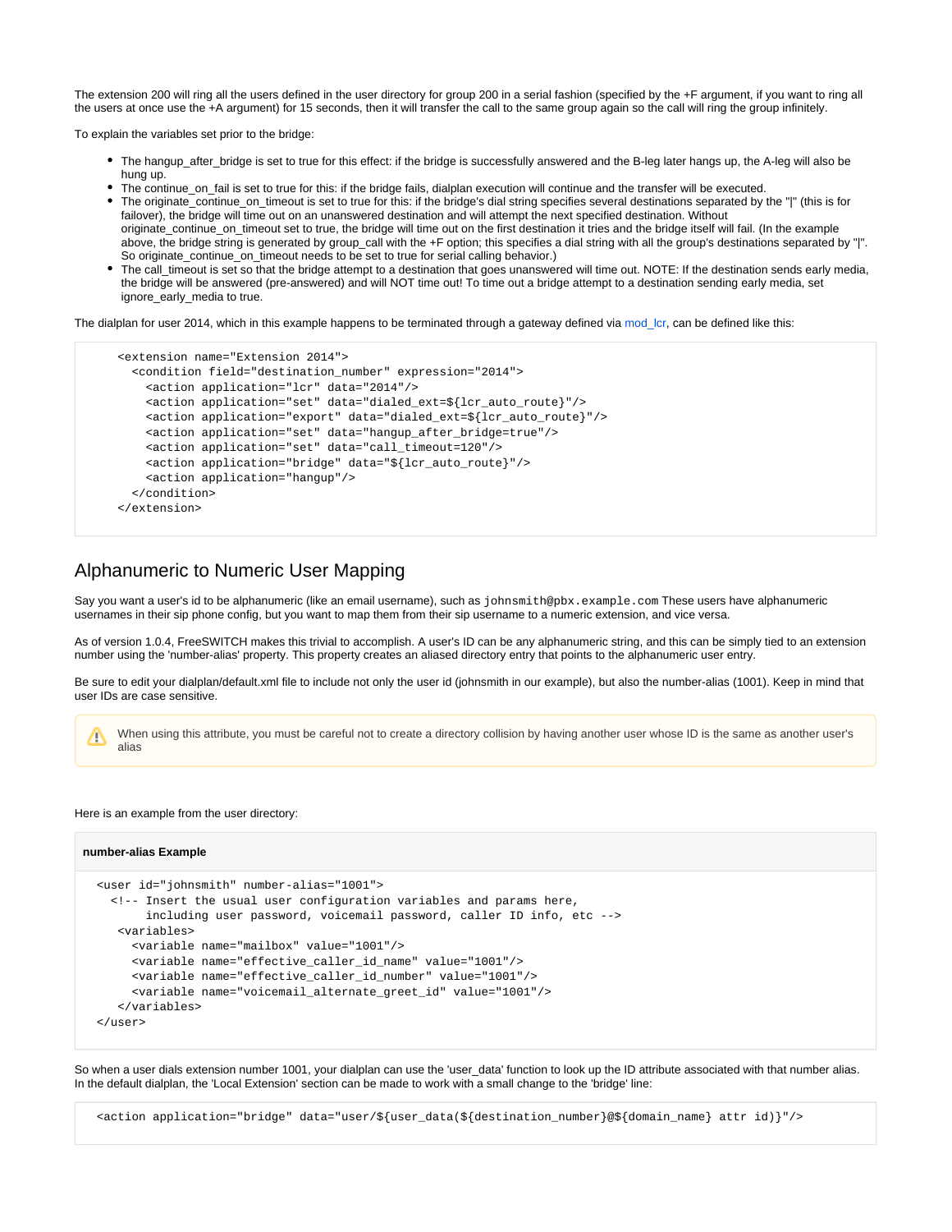The extension 200 will ring all the users defined in the user directory for group 200 in a serial fashion (specified by the +F argument, if you want to ring all the users at once use the +A argument) for 15 seconds, then it will transfer the call to the same group again so the call will ring the group infinitely.

To explain the variables set prior to the bridge:

- The hangup_after_bridge is set to true for this effect: if the bridge is successfully answered and the B-leg later hangs up, the A-leg will also be hung up.
- The continue_on_fail is set to true for this: if the bridge fails, dialplan execution will continue and the transfer will be executed.
- The originate_continue_on_timeout is set to true for this: if the bridge's dial string specifies several destinations separated by the "|" (this is for failover), the bridge will time out on an unanswered destination and will attempt the next specified destination. Without originate_continue_on_timeout set to true, the bridge will time out on the first destination it tries and the bridge itself will fail. (In the example above, the bridge string is generated by group_call with the +F option; this specifies a dial string with all the group's destinations separated by "|". So originate_continue_on_timeout needs to be set to true for serial calling behavior.)
- The call_timeout is set so that the bridge attempt to a destination that goes unanswered will time out. NOTE: If the destination sends early media, the bridge will be answered (pre-answered) and will NOT time out! To time out a bridge attempt to a destination sending early media, set ignore_early_media to true.

The dialplan for user 2014, which in this example happens to be terminated through a gateway defined via mod_lcr, can be defined like this:

```
<extension name="Extension 2014">
  <condition field="destination_number" expression="2014">
    <action application="lcr" data="2014"/>
    <action application="set" data="dialed_ext=${lcr_auto_route}"/>
    <action application="export" data="dialed_ext=${lcr_auto_route}"/>
    <action application="set" data="hangup_after_bridge=true"/>
    <action application="set" data="call_timeout=120"/>
    <action application="bridge" data="${lcr_auto_route}"/>
    <action application="hangup"/>
  </condition>
</extension>
```

## Alphanumeric to Numeric User Mapping

Say you want a user's id to be alphanumeric (like an email username), such as `johnsmith@pbx.example.com` These users have alphanumeric usernames in their sip phone config, but you want to map them from their sip username to a numeric extension, and vice versa.

As of version 1.0.4, FreeSWITCH makes this trivial to accomplish. A user's ID can be any alphanumeric string, and this can be simply tied to an extension number using the 'number-alias' property. This property creates an aliased directory entry that points to the alphanumeric user entry.

Be sure to edit your dialplan/default.xml file to include not only the user id (johnsmith in our example), but also the number-alias (1001). Keep in mind that user IDs are case sensitive.

> When using this attribute, you must be careful not to create a directory collision by having another user whose ID is the same as another user's alias

Here is an example from the user directory:

**number-alias Example**

```
<user id="johnsmith" number-alias="1001">
  <!-- Insert the usual user configuration variables and params here,
       including user password, voicemail password, caller ID info, etc -->
   <variables>
     <variable name="mailbox" value="1001"/>
     <variable name="effective_caller_id_name" value="1001"/>
     <variable name="effective_caller_id_number" value="1001"/>
     <variable name="voicemail_alternate_greet_id" value="1001"/>
   </variables>
</user>
```

So when a user dials extension number 1001, your dialplan can use the 'user_data' function to look up the ID attribute associated with that number alias. In the default dialplan, the 'Local Extension' section can be made to work with a small change to the 'bridge' line:

```
<action application="bridge" data="user/${user_data(${destination_number}@${domain_name} attr id)}"/>
```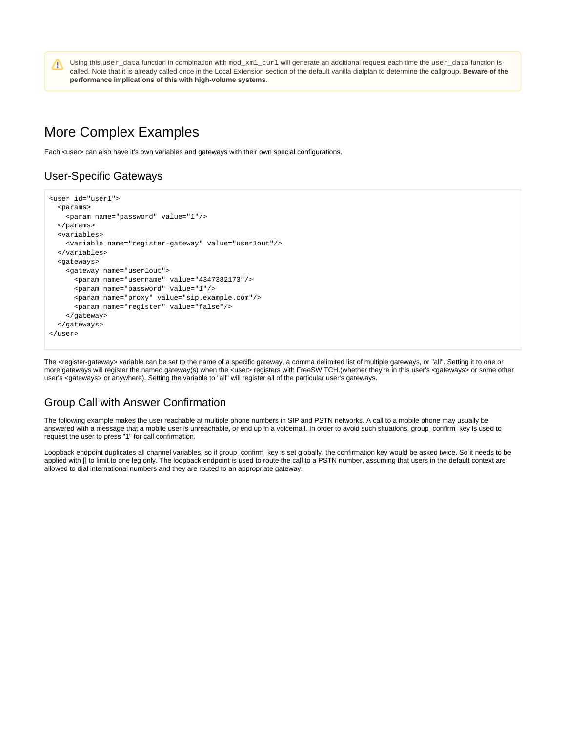> ⚠ Using this `user_data` function in combination with `mod_xml_curl` will generate an additional request each time the `user_data` function is called. Note that it is already called once in the Local Extension section of the default vanilla dialplan to determine the callgroup. **Beware of the performance implications of this with high-volume systems**.

# More Complex Examples

Each <user> can also have it's own variables and gateways with their own special configurations.

## User-Specific Gateways

```
<user id="user1">
  <params>
    <param name="password" value="1"/>
  </params>
  <variables>
    <variable name="register-gateway" value="user1out"/>
  </variables>
  <gateways>
    <gateway name="user1out">
      <param name="username" value="4347382173"/>
      <param name="password" value="1"/>
      <param name="proxy" value="sip.example.com"/>
      <param name="register" value="false"/>
    </gateway>
  </gateways>
</user>
```

The <register-gateway> variable can be set to the name of a specific gateway, a comma delimited list of multiple gateways, or "all". Setting it to one or more gateways will register the named gateway(s) when the <user> registers with FreeSWITCH.(whether they're in this user's <gateways> or some other user's <gateways> or anywhere). Setting the variable to "all" will register all of the particular user's gateways.

## Group Call with Answer Confirmation

The following example makes the user reachable at multiple phone numbers in SIP and PSTN networks. A call to a mobile phone may usually be answered with a message that a mobile user is unreachable, or end up in a voicemail. In order to avoid such situations, group_confirm_key is used to request the user to press "1" for call confirmation.

Loopback endpoint duplicates all channel variables, so if group_confirm_key is set globally, the confirmation key would be asked twice. So it needs to be applied with [] to limit to one leg only. The loopback endpoint is used to route the call to a PSTN number, assuming that users in the default context are allowed to dial international numbers and they are routed to an appropriate gateway.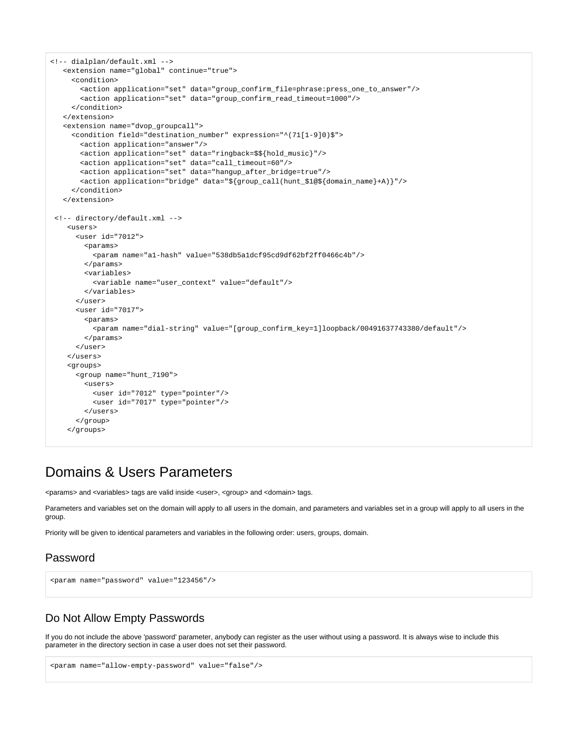```
<!-- dialplan/default.xml -->
   <extension name="global" continue="true">
     <condition>
       <action application="set" data="group_confirm_file=phrase:press_one_to_answer"/>
       <action application="set" data="group_confirm_read_timeout=1000"/>
     </condition>
   </extension>
   <extension name="dvop_groupcall">
     <condition field="destination_number" expression="^(71[1-9]0)$">
       <action application="answer"/>
       <action application="set" data="ringback=$${hold_music}"/>
       <action application="set" data="call_timeout=60"/>
       <action application="set" data="hangup_after_bridge=true"/>
       <action application="bridge" data="${group_call(hunt_$1@${domain_name}+A)}"/>
     </condition>
   </extension>

 <!-- directory/default.xml -->
    <users>
      <user id="7012">
        <params>
          <param name="a1-hash" value="538db5a1dcf95cd9df62bf2ff0466c4b"/>
        </params>
        <variables>
          <variable name="user_context" value="default"/>
        </variables>
      </user>
      <user id="7017">
        <params>
          <param name="dial-string" value="[group_confirm_key=1]loopback/00491637743380/default"/>
        </params>
      </user>
    </users>
    <groups>
      <group name="hunt_7190">
        <users>
          <user id="7012" type="pointer"/>
          <user id="7017" type="pointer"/>
        </users>
      </group>
    </groups>
```

# Domains & Users Parameters

<params> and <variables> tags are valid inside <user>, <group> and <domain> tags.

Parameters and variables set on the domain will apply to all users in the domain, and parameters and variables set in a group will apply to all users in the group.

Priority will be given to identical parameters and variables in the following order: users, groups, domain.

## Password

```
<param name="password" value="123456"/>
```

## Do Not Allow Empty Passwords

If you do not include the above 'password' parameter, anybody can register as the user without using a password. It is always wise to include this parameter in the directory section in case a user does not set their password.

```
<param name="allow-empty-password" value="false"/>
```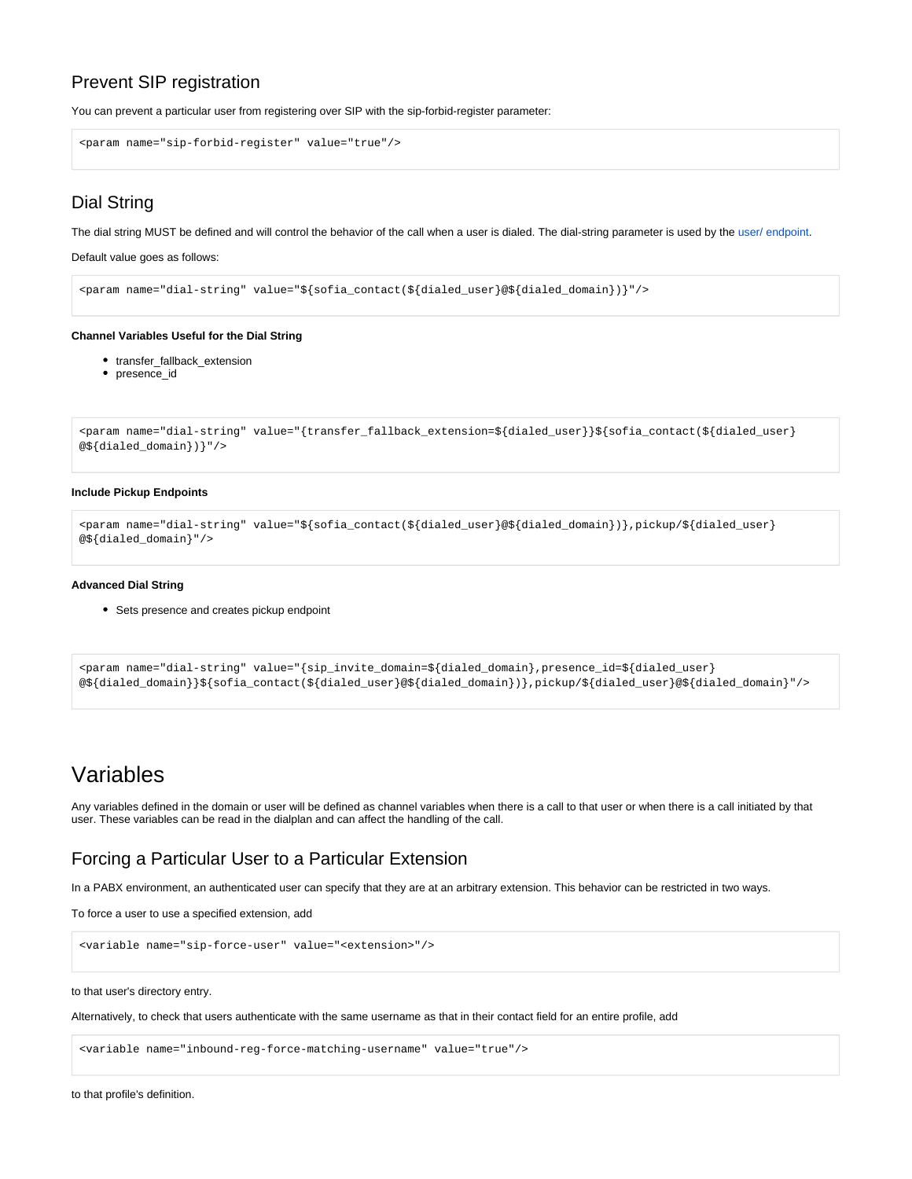## Prevent SIP registration

You can prevent a particular user from registering over SIP with the sip-forbid-register parameter:

```
<param name="sip-forbid-register" value="true"/>
```

## Dial String

The dial string MUST be defined and will control the behavior of the call when a user is dialed. The dial-string parameter is used by the user/ endpoint.

Default value goes as follows:

```
<param name="dial-string" value="${sofia_contact(${dialed_user}@${dialed_domain})}"/>
```

#### Channel Variables Useful for the Dial String

- transfer_fallback_extension
- presence_id

```
<param name="dial-string" value="{transfer_fallback_extension=${dialed_user}}${sofia_contact(${dialed_user}
@${dialed_domain})}"/>
```

#### Include Pickup Endpoints

```
<param name="dial-string" value="${sofia_contact(${dialed_user}@${dialed_domain})},pickup/${dialed_user}
@${dialed_domain}"/>
```

#### Advanced Dial String

- Sets presence and creates pickup endpoint

```
<param name="dial-string" value="{sip_invite_domain=${dialed_domain},presence_id=${dialed_user}
@${dialed_domain}}${sofia_contact(${dialed_user}@${dialed_domain})},pickup/${dialed_user}@${dialed_domain}"/>
```

# Variables

Any variables defined in the domain or user will be defined as channel variables when there is a call to that user or when there is a call initiated by that user. These variables can be read in the dialplan and can affect the handling of the call.

## Forcing a Particular User to a Particular Extension

In a PABX environment, an authenticated user can specify that they are at an arbitrary extension. This behavior can be restricted in two ways.

To force a user to use a specified extension, add

```
<variable name="sip-force-user" value="<extension>"/>
```

to that user's directory entry.

Alternatively, to check that users authenticate with the same username as that in their contact field for an entire profile, add

```
<variable name="inbound-reg-force-matching-username" value="true"/>
```

to that profile's definition.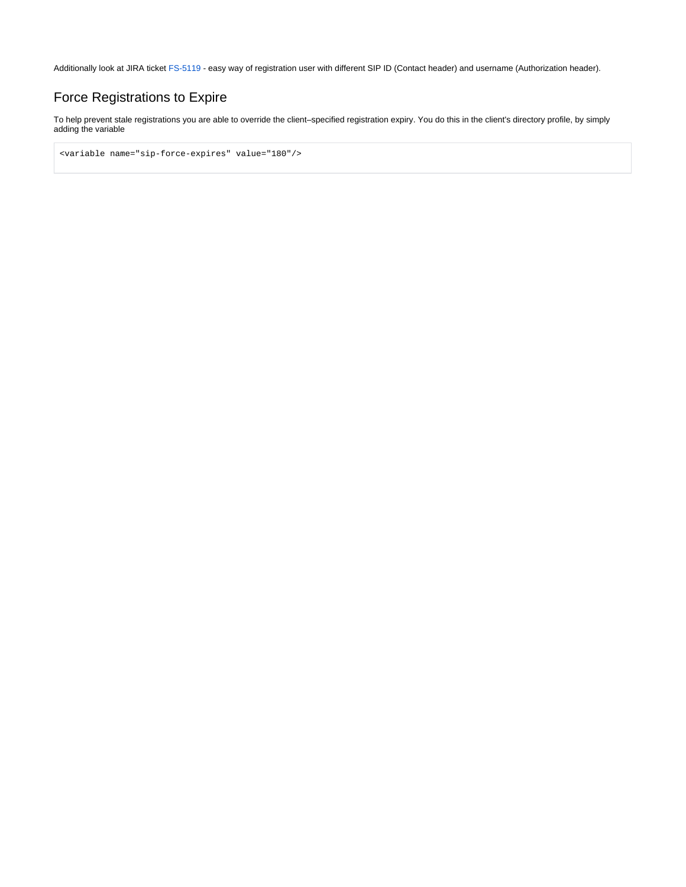Additionally look at JIRA ticket FS-5119 - easy way of registration user with different SIP ID (Contact header) and username (Authorization header).

## Force Registrations to Expire

To help prevent stale registrations you are able to override the client–specified registration expiry. You do this in the client's directory profile, by simply adding the variable

```
<variable name="sip-force-expires" value="180"/>
```